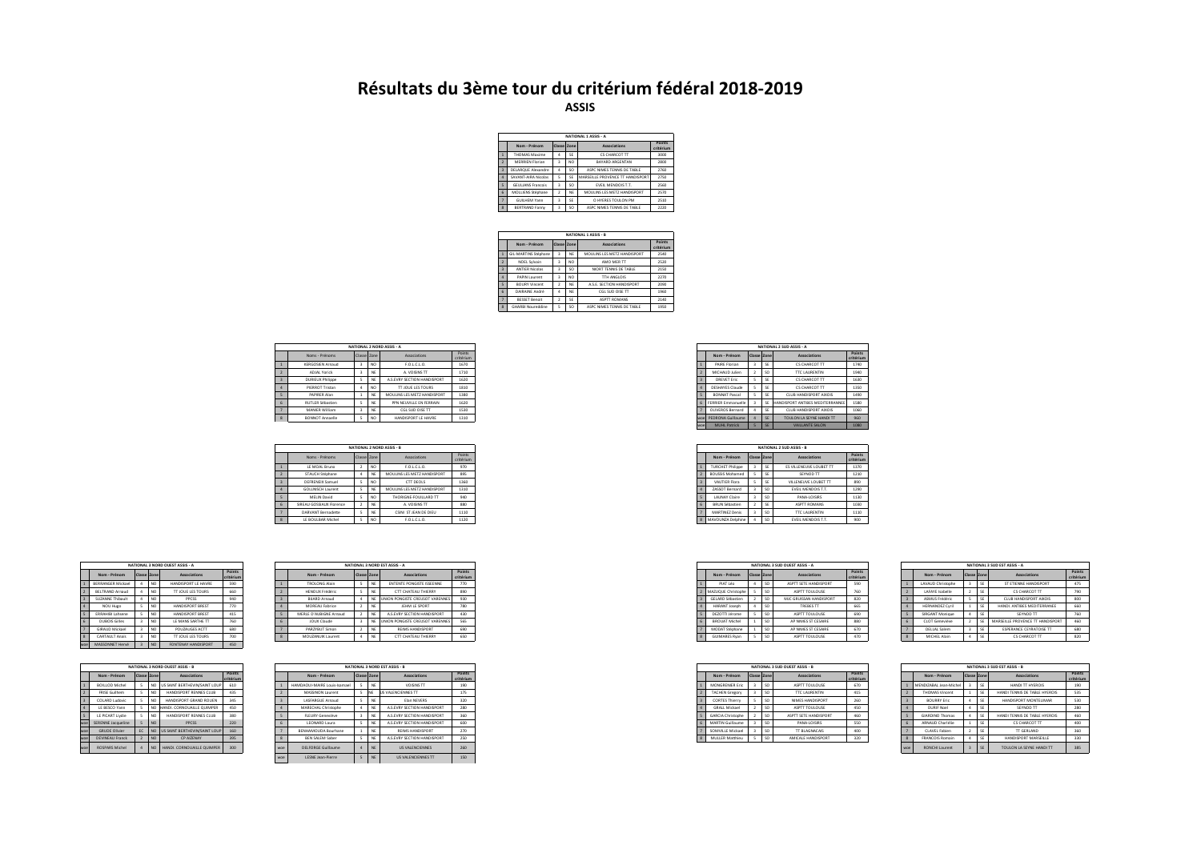# Résultats du 3ème tour du critérium fédéral 2018-2019

**ASSIS**

**NATIONAL 1 ASSIS - A**

| | Nom - Prénom | Classe | Zone | Associations | Points critérium |
|---|---|---|---|---|---|
| 1 | THOMAS Maxime | 4 | SE | CS CHARCOT TT | 3000 |
| 2 | MERRIEN Florian | 3 | NO | BAYARD ARGENTAN | 2800 |
| 3 | DELARQUE Alexandre | 4 | SO | ASPC NIMES TENNIS DE TABLE | 2760 |
| 4 | SAVANT-AIRA Nicolas | 5 | SE | MARSEILLE PROVENCE TT HANDISPORT | 2750 |
| 5 | GEULJANS François | 3 | SO | EVEIL MENDOIS T.T. | 2560 |
| 6 | MOLLIENS Stéphane | 2 | NE | MOULINS LES METZ HANDISPORT | 2570 |
| 7 | GUILHEM Yann | 3 | SE | O HYERES TOULON PM | 2530 |
| 8 | BERTRAND Fanny | 3 | SO | ASPC NIMES TENNIS DE TABLE | 2220 |

**NATIONAL 1 ASSIS - B**

| | Nom - Prénom | Classe | Zone | Associations | Points critérium |
|---|---|---|---|---|---|
| 1 | GIL-MARTINS Stéphane | 3 | NE | MOULINS LES METZ HANDISPORT | 2540 |
| 2 | NOEL Sylvain | 3 | NO | AMO MER TT | 2520 |
| 3 | ANTIER Nicolas | 3 | SO | NIORT TENNIS DE TABLE | 2150 |
| 4 | PAPIN Laurent | 3 | NO | TTH ANGLOIS | 2270 |
| 5 | BOURY Vincent | 2 | NE | A.S.E. SECTION HANDISPORT | 2090 |
| 6 | DAIRAINE André | 4 | NE | CGL SUD OISE TT | 1960 |
| 7 | BESSET Benoit | 2 | SE | ASPTT ROMANS | 2140 |
| 8 | GHARBI Noureddine | 5 | SO | ASPC NIMES TENNIS DE TABLE | 1950 |

**NATIONAL 2 NORD ASSIS - A**

| | Noms - Prénoms | Classe | Zone | Associations | Points critérium |
|---|---|---|---|---|---|
| 1 | KERGOSIEN Arnaud | 3 | NO | F.O.L.C.L.O. | 1670 |
| 2 | ADJAL Yanick | 3 | NE | A. VOISINS TT | 1710 |
| 3 | DURIEUX Philippe | 5 | NE | A.S.EVRY SECTION HANDISPORT | 1620 |
| 4 | PIERROT Tristan | 4 | NO | TT JOUE LES TOURS | 1810 |
| 5 | PAPRIER Alan | 3 | NE | MOULINS LES METZ HANDISPORT | 1380 |
| 6 | RUTLER Sébastien | 5 | NE | PPN NEUVILLE EN FERRAIN | 1620 |
| 7 | MANIER William | 3 | NE | CGL SUD OISE TT | 1530 |
| 8 | BONNOT Annaelle | 5 | NO | HANDISPORT LE HAVRE | 1310 |

**NATIONAL 2 NORD ASSIS - B**

| | Noms - Prénoms | Classe | Zone | Associations | Points critérium |
|---|---|---|---|---|---|
| 1 | LE MOAL Bruno | 2 | NO | F.O.L.C.L.O. | 970 |
| 2 | STAUCH Stéphane | 4 | NE | MOULINS LES METZ HANDISPORT | 895 |
| 3 | DEFRENEIX Samuel | 5 | NO | CTT DEOLS | 1360 |
| 4 | GOLLINSCH Laurent | 5 | NE | MOULINS LES METZ HANDISPORT | 1310 |
| 5 | MELIN David | 5 | NO | THORIGNE-FOUILLARD TT | 940 |
| 6 | SIREAU GOSSEAUX Florence | 2 | NE | A. VOISINS TT | 880 |
| 7 | DARVANT Bernadette | 5 | NE | CSINI ST JEAN DE DIEU | 1110 |
| 8 | LE BOULBAR Michel | 5 | NO | F.O.L.C.L.O. | 1120 |

**NATIONAL 2 SUD ASSIS - A**

| | Nom - Prénom | Classe | Zone | Associations | Points critérium |
|---|---|---|---|---|---|
| 1 | PAIRE Florian | 3 | SE | CS CHARCOT TT | 1740 |
| 2 | MICHAUD Julien | 2 | SO | TTC LAURENTIN | 1940 |
| 3 | DREVET Eric | 5 | SE | CS CHARCOT TT | 1630 |
| 4 | DESHAYES Claude | 5 | SE | CS CHARCOT TT | 1350 |
| 5 | BONNAT Pascal | 5 | SE | CLUB HANDISPORT AIXOIS | 1490 |
| 6 | FERRIER Emmanuelle | 3 | SE | HANDISPORT ANTIBES MEDITERRANEE | 1580 |
| 7 | OLIVEROS Bernard | 4 | SE | CLUB HANDISPORT AIXOIS | 1060 |
| wo | PEDRONA Guillaume | 4 | SE | TOULON LA SEYNE HANDI TT | 960 |
| wo | MUHL Patrick | 5 | SE | VAILLANTE SALON | 1080 |

**NATIONAL 2 SUD ASSIS - B**

| | Nom - Prénom | Classe | Zone | Associations | Points critérium |
|---|---|---|---|---|---|
| 1 | TURCHET Philippe | 3 | SE | ES VILLENEUVE LOUBET TT | 1370 |
| 2 | BOUSSIS Mohamed | 5 | SE | SEYNOD TT | 1230 |
| 3 | VAUTIER Flora | 5 | SE | VILLENEUVE LOUBET TT | 890 |
| 4 | ZASSOT Bernard | 3 | SO | EVEIL MENDOIS T.T. | 1290 |
| 5 | LAUNAY Claire | 3 | SO | PANA-LOISIRS | 1130 |
| 6 | BRUN Sébastien | 2 | SE | ASPTT ROMANS | 1030 |
| 7 | MARTINEZ Denis | 3 | SO | TTC LAURENTIN | 1130 |
| 8 | MAVOUNZA Delphine | 4 | SO | EVEIL MENDOIS T.T. | 900 |

**NATIONAL 3 NORD OUEST ASSIS - A**

| | Nom - Prénom | Classe | Zone | Associations | Points critérium |
|---|---|---|---|---|---|
| 1 | BERRANGER Mickael | 4 | NO | HANDISPORT LE HAVRE | 590 |
| 2 | BELTRAND Arnaud | 4 | NO | TT JOUE LES TOURS | 660 |
| 3 | SUZANNE Thibault | 4 | NO | PPCSS | 940 |
| 4 | NOU Hugo | 5 | NO | HANDISPORT BREST | 770 |
| 5 | ERRAHIBI Lahcene | 5 | NO | HANDISPORT BREST | 415 |
| 6 | DUBOIS Gilles | 3 | NO | LE MANS SARTHE TT | 760 |
| 7 | GIRAUD Mickael | 3 | NO | POUZAUGES ACTT | 680 |
| 8 | CARTAULT Anaïs | 3 | NO | TT JOUE LES TOURS | 700 |
| wo | MAISONNET Hervé | 3 | NO | FONTENAY HANDISPORT | 450 |

**NATIONAL 3 NORD OUEST ASSIS - B**

| | Nom - Prénom | Classe | Zone | Associations | Points critérium |
|---|---|---|---|---|---|
| 1 | BOILLOD Michel | 5 | NO | US SAINT BERTHEVIN/SAINT LOUP | 610 |
| 2 | FRISE Guilhem | 5 | NO | HANDISPORT RENNES CLUB | 435 |
| 3 | COLARD Ludovic | 5 | NO | HANDISPORT GRAND ROUEN | 345 |
| 4 | LE BESCO Yann | 5 | NO | HANDI. CORNOUAILLE QUIMPER | 450 |
| 5 | LE PICART Lydie | 5 | NO | HANDISPORT RENNES CLUB | 380 |
| wo | SERENNE Jacqueline | 5 | NO | PPCSS | 220 |
| wo | GRUDE Olivier | EC | NO | US SAINT BERTHEVIN/SAINT LOUP | 160 |
| wo | DEVINEAU Franck | 2 | NO | CP AIZENAY | 395 |
| wo | ROSPARS Michel | 4 | NO | HANDI. CORNOUAILLE QUIMPER | 300 |

**NATIONAL 3 NORD EST ASSIS - A**

| | Nom - Prénom | Classe | Zone | Associations | Points critérium |
|---|---|---|---|---|---|
| 1 | TRIOLONG Alain | 5 | NE | ENTENTE PONGISTE ISSEENNE | 770 |
| 2 | HENOUX Frédéric | 5 | NE | CTT CHATEAU THIERRY | 890 |
| 3 | BIARD Arnaud | 4 | NE | UNION PONGISTE CREUSOT VARENNES | 930 |
| 4 | MOREAU Fabrice | 2 | NE | JOHM LE SPORT | 780 |
| 5 | MERLE D'AUBIGNE Arnaud | 2 | NE | A.S.EVRY SECTION HANDISPORT | 430 |
| 6 | JOUX Claude | 3 | NE | UNION PONGISTE CREUSOT VARENNES | 565 |
| 7 | PARZYBUT Simon | 2 | NE | REIMS HANDISPORT | 690 |
| 8 | MOUZAKUR Laurent | 4 | NE | CTT CHATEAU THIERRY | 650 |

**NATIONAL 3 NORD EST ASSIS - B**

| | Nom - Prénom | Classe | Zone | Associations | Points critérium |
|---|---|---|---|---|---|
| 1 | HAMDAOUI-MAIRE Louis-Ismael | 5 | NE | VOISINS TT | 390 |
| 2 | MASSINON Laurent | 5 | NE | US VALENCIENNES TT | 375 |
| 3 | LASFARGUE Arnaud | 5 | NE | Elan NEVERS | 320 |
| 4 | MARECHAL Christophe | 4 | NE | A.S.EVRY SECTION HANDISPORT | 280 |
| 5 | FLEURY Geneviève | 3 | NE | A.S.EVRY SECTION HANDISPORT | 360 |
| 6 | LEONARD Laura | 5 | NE | A.S.EVRY SECTION HANDISPORT | 600 |
| 7 | BENHAMOUDA Bouthaina | 1 | NE | REIMS HANDISPORT | 270 |
| 8 | BEN SALEM Saber | 5 | NE | A.S.EVRY SECTION HANDISPORT | 250 |
| wo | DELFORGE Guillaume | 4 | NE | US VALENCIENNES | 260 |
| wo | LESNE Jean-Pierre | 5 | NE | US VALENCIENNES TT | 150 |

**NATIONAL 3 SUD OUEST ASSIS - A**

| | Nom - Prénom | Classe | Zone | Associations | Points critérium |
|---|---|---|---|---|---|
| 1 | PIAT Leo | 4 | SO | ASPTT SETE HANDISPORT | 930 |
| 2 | MAZUQUE Christophe | 5 | SO | ASPTT TOULOUSE | 760 |
| 3 | GELARD Sébastien | 2 | SO | MJC GRUISSAN HANDISPORT | 820 |
| 4 | HARANT Joseph | 4 | SO | TREBES TT | 665 |
| 5 | DEZOTTI Jerome | 5 | SO | ASPTT TOULOUSE | 690 |
| 6 | BROUAT Michel | 1 | SO | AP NIMES ST CESAIRE | 880 |
| 7 | MODAT Stéphane | 1 | SO | AP NIMES ST CESAIRE | 670 |
| 8 | GUIMARES Ryan | 5 | SO | ASPTT TOULOUSE | 470 |

**NATIONAL 3 SUD OUEST ASSIS - B**

| | Nom - Prénom | Classe | Zone | Associations | Points critérium |
|---|---|---|---|---|---|
| 1 | MONGRENIER Eric | 3 | SO | ASPTT TOULOUSE | 670 |
| 2 | TACHEN Gregory | 3 | SO | TTC LAURENTIN | 415 |
| 3 | CORTES Thierry | 5 | SO | NIMES HANDISPORT | 260 |
| 4 | GRALL Mickael | 2 | SO | ASPTT TOULOUSE | 450 |
| 5 | GARCIA Christophe | 2 | SO | ASPTT SETE HANDISPORT | 460 |
| 6 | MARTIN Guillaume | 3 | SO | PANA-LOISIRS | 550 |
| 7 | SOMVILLE Mickael | 3 | SO | TT BLAGNACAIS | 400 |
| 8 | MULLER Matthieu | 5 | SO | AMICALE HANDISPORT | 320 |

**NATIONAL 3 SUD EST ASSIS - A**

| | Nom - Prénom | Classe | Zone | Associations | Points critérium |
|---|---|---|---|---|---|
| 1 | LAVAUD Christophe | 3 | SE | ST ETIENNE HANDISPORT | 475 |
| 2 | LAFAYE Isabelle | 2 | SE | CS CHARCOT TT | 790 |
| 3 | ASMUS Frédéric | 5 | SE | CLUB HANDISPORT AIXOIS | 800 |
| 4 | HERNANDEZ Cyril | 1 | SE | HANDI. ANTIBES MEDITERRANEE | 660 |
| 5 | SERGANT Monique | 4 | SE | SEYNOD TT | 760 |
| 6 | CLOT Geneviève | 2 | SE | MARSEILLE PROVENCE TT HANDISPORT | 460 |
| 7 | DELLAL Salem | 3 | SE | ESPERANCE CEYRATOISE TT | 680 |
| 8 | MICHEL Alain | 4 | SE | CS CHARCOT TT | 820 |

**NATIONAL 3 SUD EST ASSIS - B**

| | Nom - Prénom | Classe | Zone | Associations | Points critérium |
|---|---|---|---|---|---|
| 1 | MENDIZABAL Jean-Michel | 3 | SE | HANDI TT HYEROIS | 190 |
| 2 | THOMAS Vincent | 1 | SE | HANDI TENNIS DE TABLE HYEROIS | 535 |
| 3 | BOURRY Eric | 4 | SE | HANDISPORT MONTELIMAR | 530 |
| 4 | DURIF Noel | 4 | SE | SEYNOD TT | 280 |
| 5 | GIARDINO Thomas | 4 | SE | HANDI TENNIS DE TABLE HYEROIS | 460 |
| 6 | ARNAUD Charlélie | 1 | SE | CS CHARCOT TT | 400 |
| 7 | CLAVEL Fabien | 2 | SE | TT GERLAND | 360 |
| 8 | FRANCOIS Romain | 4 | SE | HANDISPORT MARSEILLE | 330 |
| wo | RONCHI Laurent | 3 | SE | TOULON LA SEYNE HANDI TT | 385 |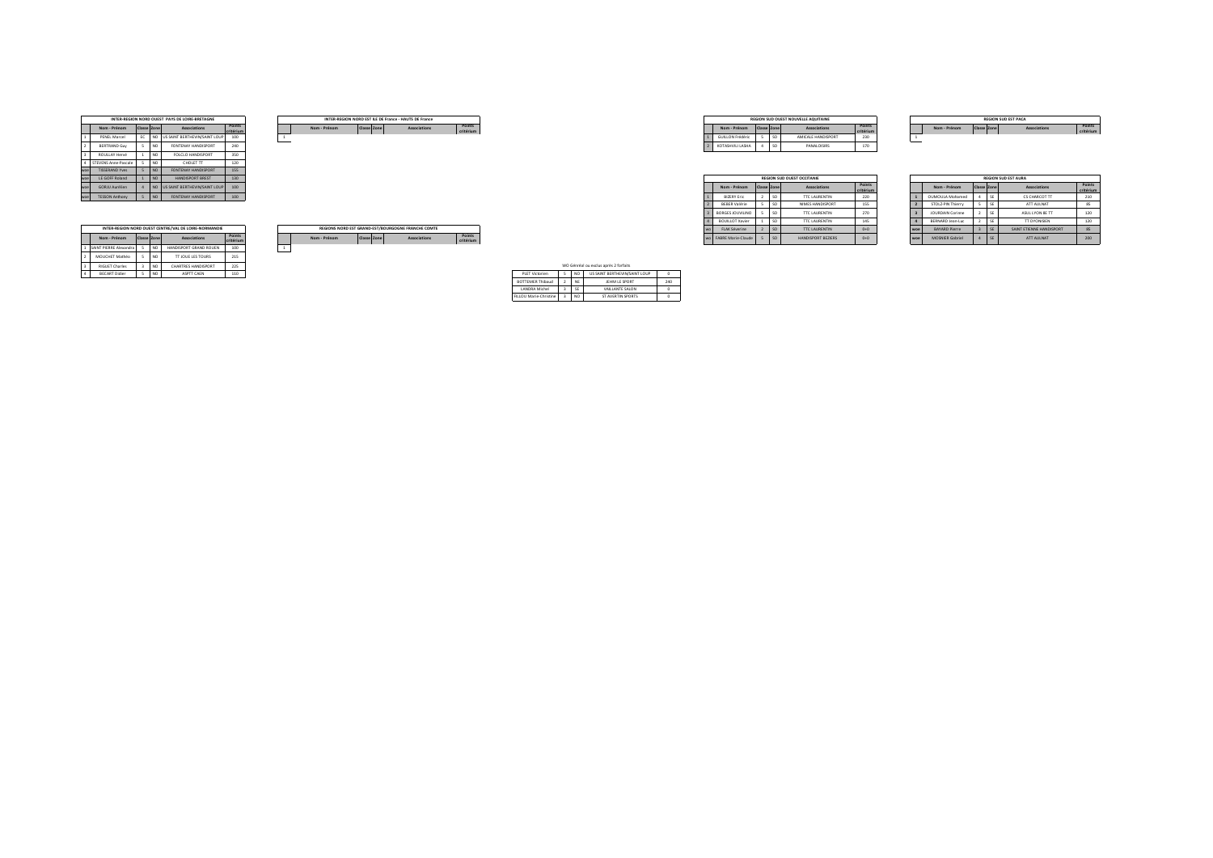| | INTER-REGION NORD OUEST PAYS DE LOIRE-BRETAGNE | | | | |
|---|---|---|---|---|---|
| | Nom - Prénom | Classe | Zone | Associations | Points critérium |
| 1 | PENEL Marcel | EC | NO | US SAINT BERTHEVIN/SAINT LOUP | 100 |
| 2 | BERTRAND Guy | 5 | NO | FONTENAY HANDISPORT | 240 |
| 3 | ROULLAY Hervé | 1 | NO | FOLCLO HANDISPORT | 350 |
| 4 | STEVENS Anne-Pascale | 5 | NO | CHOLET TT | 120 |
| woe | TISSERAND Yves | 5 | NO | FONTENAY HANDISPORT | 155 |
| woe | LE GOFF Roland | 1 | NO | HANDISPORT BREST | 130 |
| woe | GORJU Aurélien | 4 | NO | US SAINT BERTHEVIN/SAINT LOUP | 100 |
| woe | TESSON Anthony | 5 | NO | FONTENAY HANDISPORT | 100 |

| | INTER-REGION NORD EST ILE DE France - HAUTE DE France | | | | |
|---|---|---|---|---|---|
| | Nom - Prénom | Classe | Zone | Associations | Points critérium |
| 1 | | | | | |

| | REGION SUD OUEST NOUVELLE AQUITAINE | | | | |
|---|---|---|---|---|---|
| | Nom - Prénom | Classe | Zone | Associations | Points critérium |
| 1 | GUILLON Frédéric | 5 | SO | AMICALE HANDISPORT | 230 |
| 2 | KOTASHVILI LASHA | 4 | SO | PANALOISIRS | 170 |

| | REGION SUD EST PACA | | | | |
|---|---|---|---|---|---|
| | Nom - Prénom | Classe | Zone | Associations | Points critérium |
| 1 | | | | | |

| | INTER-REGION NORD OUEST CENTRE/VAL DE LOIRE-NORMANDIE | | | | |
|---|---|---|---|---|---|
| | Nom - Prénom | Classe | Zone | Associations | Points critérium |
| 1 | SAINT PIERRE Alexandra | 5 | NO | HANDISPORT GRAND ROUEN | 100 |
| 2 | MOUCHET Mathéo | 5 | NO | TT JOUE LES TOURS | 215 |
| 3 | RIGUET Charles | 3 | NO | CHARTRES HANDISPORT | 225 |
| 4 | BECART Didier | 5 | NO | ASPTT CAEN | 110 |

| | REGIONS NORD EST GRAND-EST/BOURGOGNE FRANCHE COMTE | | | | |
|---|---|---|---|---|---|
| | Nom - Prénom | Classe | Zone | Associations | Points critérium |
| 1 | | | | | |

| | REGION SUD OUEST OCCITANIE | | | | |
|---|---|---|---|---|---|
| | Nom - Prénom | Classe | Zone | Associations | Points critérium |
| 1 | BIZERY Eric | 2 | SO | TTC LAURENTIN | 220 |
| 2 | BEBER Valérie | 5 | SO | NIMES HANDISPORT | 155 |
| 3 | BORGES JOUVIUNO | 5 | SO | TTC LAURENTIN | 270 |
| 4 | BOUILLOT Xavier | 1 | SO | TTC LAURENTIN | 145 |
| wo | FLAK Séverine | 2 | SO | TTC LAURENTIN | 0+0 |
| wo | FABRE Marie-Claude | 5 | SO | HANDISPORT BEZIERS | 0+0 |

| | REGION SUD EST AURA | | | | |
|---|---|---|---|---|---|
| | Nom - Prénom | Classe | Zone | Associations | Points critérium |
| 1 | OUMOULA Mohamed | 4 | SE | CS CHARCOT TT | 210 |
| 2 | STOLZ-PIN Thierry | 5 | SE | ATT AULNAT | 85 |
| 3 | JOURDAIN Corinne | 2 | SE | ASUL LYON 8E TT | 120 |
| 4 | BERNARD Jean-Luc | 2 | SE | TT OYONNAX | 120 |
| woe | BAYARD Pierre | 3 | SE | SAINT ETIENNE HANDISPORT | 85 |
| woe | MOSNIER Gabriel | 4 | SE | ATT AULNAT | 200 |

WO Général ou exclus après 2 forfaits

| | | | | |
|---|---|---|---|---|
| PLET Victorien | 5 | NO | US SAINT BERTHEVIN/SAINT LOUP | 0 |
| BOTTEMER Thibaud | 2 | NE | JEHM LE SPORT | 240 |
| LANDRA Michel | 3 | SE | VAILLANTE SALON | 0 |
| PILLOU Marie-Christine | 3 | NO | ST AVERTIN SPORTS | 0 |